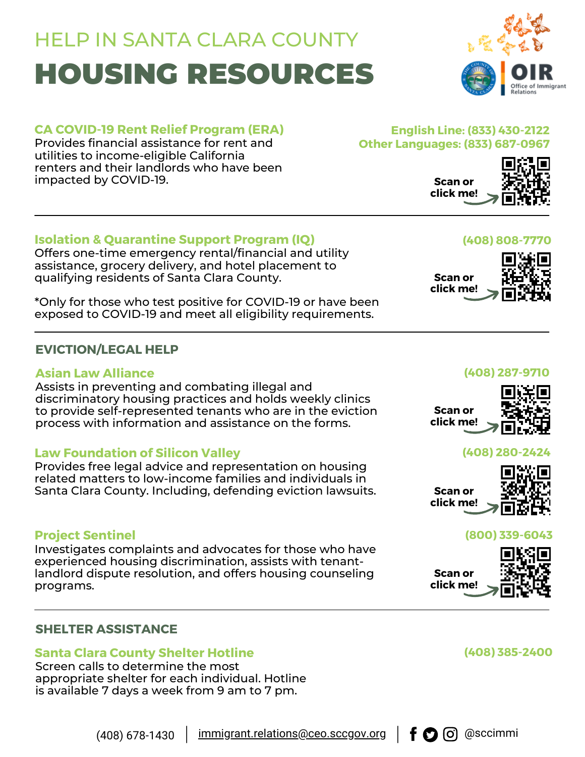# HELP IN SANTA CLARA COUNTY

# HOUSING RESOURCES

OIR Office of Immigrant Relations

### CA COVID-19 Rent Relief Program (ERA)

Provides financial assistance for rent and utilities to income-eligible California renters and their landlords who have been impacted by COVID-19.

**English Line: (833) 430-2122**
**Other Languages: (833) 687-0967**

Scan or click me!

---

### Isolation & Quarantine Support Program (IQ)

Offers one-time emergency rental/financial and utility assistance, grocery delivery, and hotel placement to qualifying residents of Santa Clara County.

*Only for those who test positive for COVID-19 or have been exposed to COVID-19 and meet all eligibility requirements.

**(408) 808-7770**

Scan or click me!

---

## EVICTION/LEGAL HELP

### Asian Law Alliance

Assists in preventing and combating illegal and discriminatory housing practices and holds weekly clinics to provide self-represented tenants who are in the eviction process with information and assistance on the forms.

**(408) 287-9710**

Scan or click me!

### Law Foundation of Silicon Valley

Provides free legal advice and representation on housing related matters to low-income families and individuals in Santa Clara County. Including, defending eviction lawsuits.

**(408) 280-2424**

Scan or click me!

### Project Sentinel

Investigates complaints and advocates for those who have experienced housing discrimination, assists with tenant-landlord dispute resolution, and offers housing counseling programs.

**(800) 339-6043**

Scan or click me!

---

## SHELTER ASSISTANCE

### Santa Clara County Shelter Hotline

Screen calls to determine the most appropriate shelter for each individual. Hotline is available 7 days a week from 9 am to 7 pm.

**(408) 385-2400**

(408) 678-1430 | immigrant.relations@ceo.sccgov.org | @sccimmi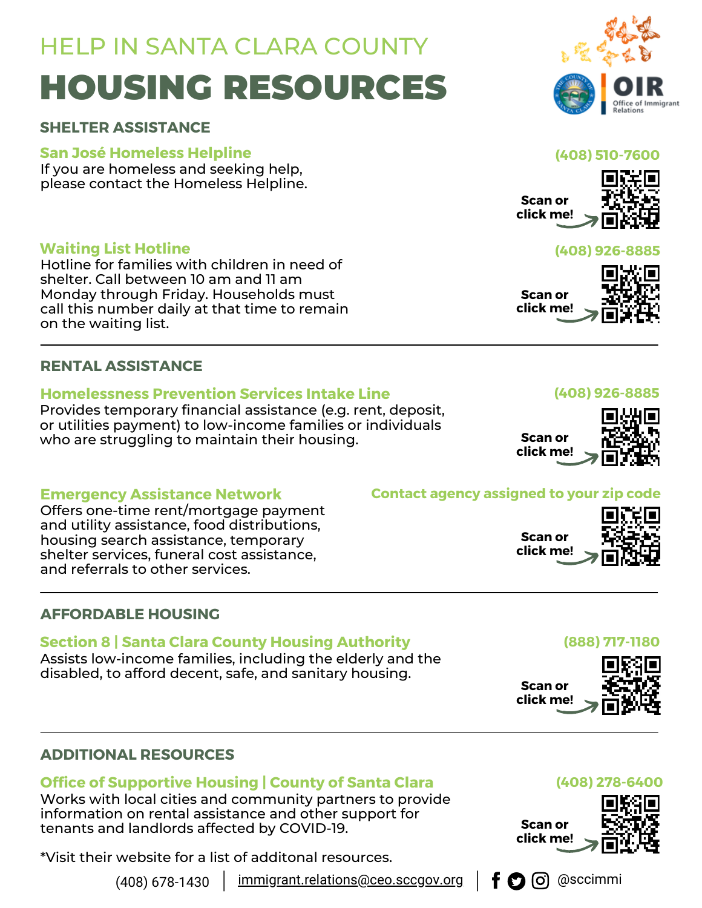HELP IN SANTA CLARA COUNTY

# HOUSING RESOURCES

## SHELTER ASSISTANCE

### San José Homeless Helpline

(408) 510-7600

If you are homeless and seeking help, please contact the Homeless Helpline.

Scan or click me!

### Waiting List Hotline

(408) 926-8885

Hotline for families with children in need of shelter. Call between 10 am and 11 am Monday through Friday. Households must call this number daily at that time to remain on the waiting list.

Scan or click me!

## RENTAL ASSISTANCE

### Homelessness Prevention Services Intake Line

(408) 926-8885

Provides temporary financial assistance (e.g. rent, deposit, or utilities payment) to low-income families or individuals who are struggling to maintain their housing.

Scan or click me!

### Emergency Assistance Network

Contact agency assigned to your zip code

Offers one-time rent/mortgage payment and utility assistance, food distributions, housing search assistance, temporary shelter services, funeral cost assistance, and referrals to other services.

Scan or click me!

## AFFORDABLE HOUSING

### Section 8 | Santa Clara County Housing Authority

(888) 717-1180

Assists low-income families, including the elderly and the disabled, to afford decent, safe, and sanitary housing.

Scan or click me!

## ADDITIONAL RESOURCES

### Office of Supportive Housing | County of Santa Clara

(408) 278-6400

Works with local cities and community partners to provide information on rental assistance and other support for tenants and landlords affected by COVID-19.

*Visit their website for a list of additonal resources.

Scan or click me!

(408) 678-1430 | immigrant.relations@ceo.sccgov.org | @sccimmi